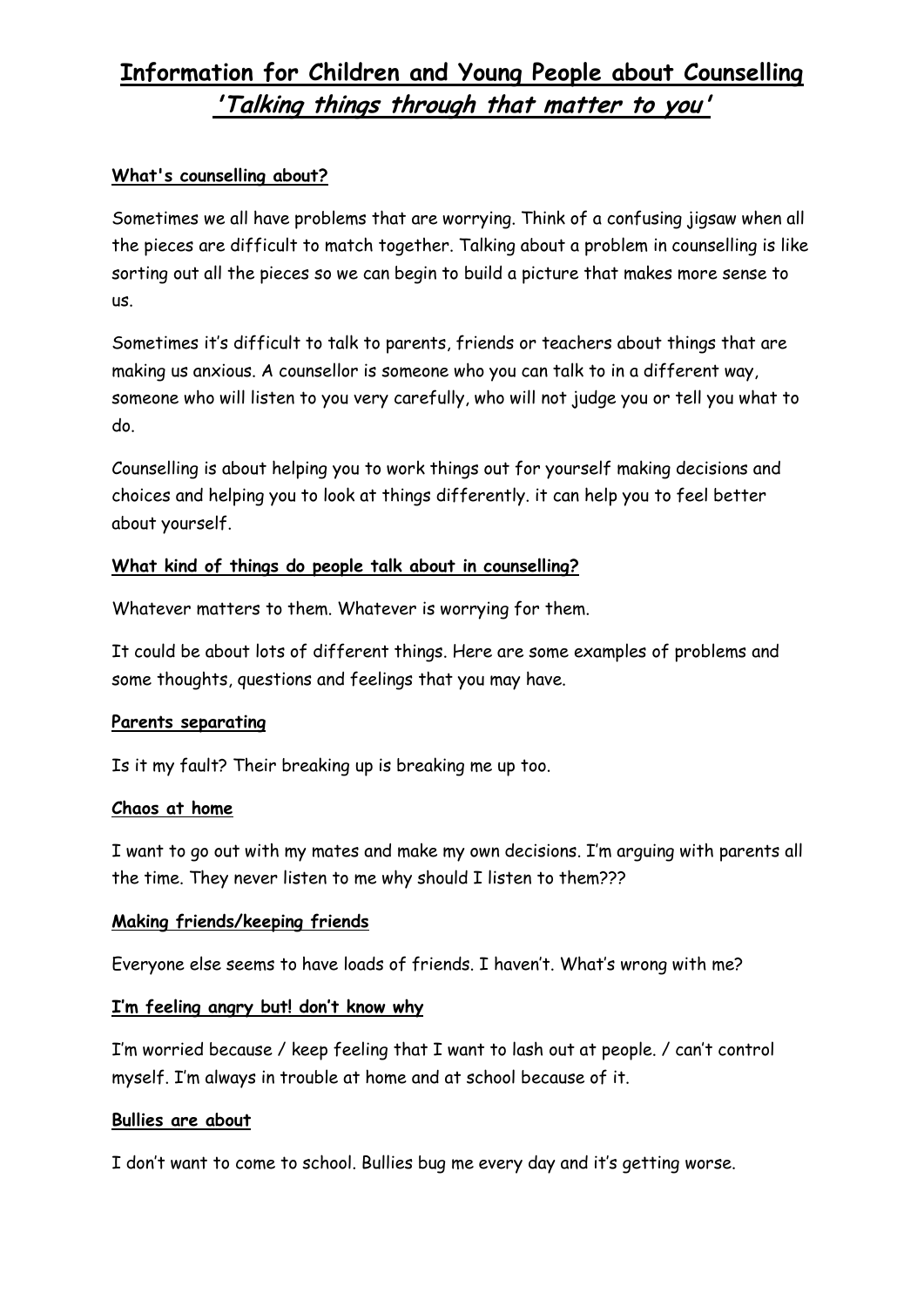# Information for Children and Young People about Counselling
## *'Talking things through that matter to you'*

**What's counselling about?**

Sometimes we all have problems that are worrying. Think of a confusing jigsaw when all the pieces are difficult to match together. Talking about a problem in counselling is like sorting out all the pieces so we can begin to build a picture that makes more sense to us.

Sometimes it's difficult to talk to parents, friends or teachers about things that are making us anxious. A counsellor is someone who you can talk to in a different way, someone who will listen to you very carefully, who will not judge you or tell you what to do.

Counselling is about helping you to work things out for yourself making decisions and choices and helping you to look at things differently. it can help you to feel better about yourself.

**What kind of things do people talk about in counselling?**

Whatever matters to them. Whatever is worrying for them.

It could be about lots of different things. Here are some examples of problems and some thoughts, questions and feelings that you may have.

**Parents separating**

Is it my fault? Their breaking up is breaking me up too.

**Chaos at home**

I want to go out with my mates and make my own decisions. I'm arguing with parents all the time. They never listen to me why should I listen to them???

**Making friends/keeping friends**

Everyone else seems to have loads of friends. I haven't. What's wrong with me?

**I'm feeling angry but! don't know why**

I'm worried because / keep feeling that I want to lash out at people. / can't control myself. I'm always in trouble at home and at school because of it.

**Bullies are about**

I don't want to come to school. Bullies bug me every day and it's getting worse.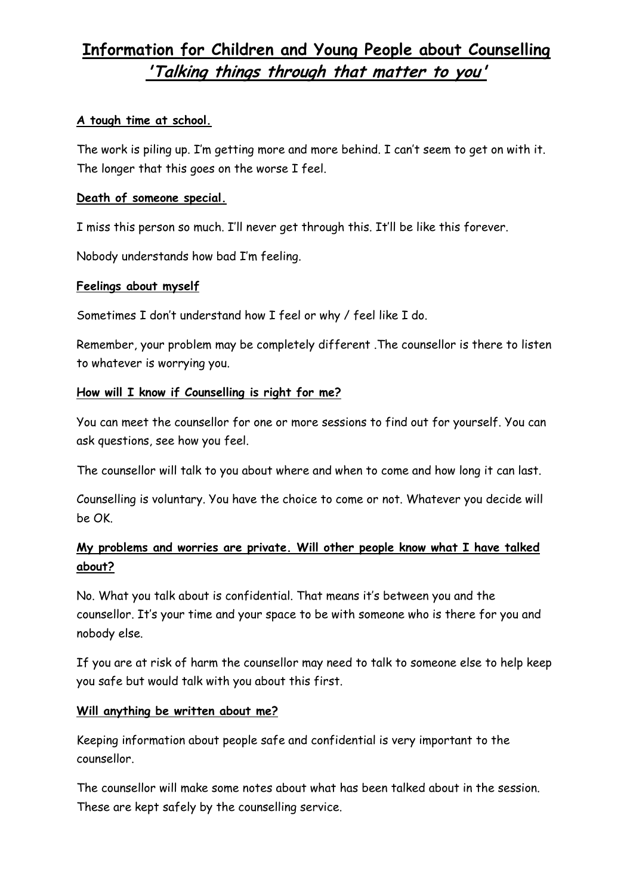# Information for Children and Young People about Counselling

## *'Talking things through that matter to you'*

**A tough time at school.**

The work is piling up. I'm getting more and more behind. I can't seem to get on with it. The longer that this goes on the worse I feel.

**Death of someone special.**

I miss this person so much. I'll never get through this. It'll be like this forever.

Nobody understands how bad I'm feeling.

**Feelings about myself**

Sometimes I don't understand how I feel or why / feel like I do.

Remember, your problem may be completely different .The counsellor is there to listen to whatever is worrying you.

**How will I know if Counselling is right for me?**

You can meet the counsellor for one or more sessions to find out for yourself. You can ask questions, see how you feel.

The counsellor will talk to you about where and when to come and how long it can last.

Counselling is voluntary. You have the choice to come or not. Whatever you decide will be OK.

**My problems and worries are private. Will other people know what I have talked about?**

No. What you talk about is confidential. That means it's between you and the counsellor. It's your time and your space to be with someone who is there for you and nobody else.

If you are at risk of harm the counsellor may need to talk to someone else to help keep you safe but would talk with you about this first.

**Will anything be written about me?**

Keeping information about people safe and confidential is very important to the counsellor.

The counsellor will make some notes about what has been talked about in the session. These are kept safely by the counselling service.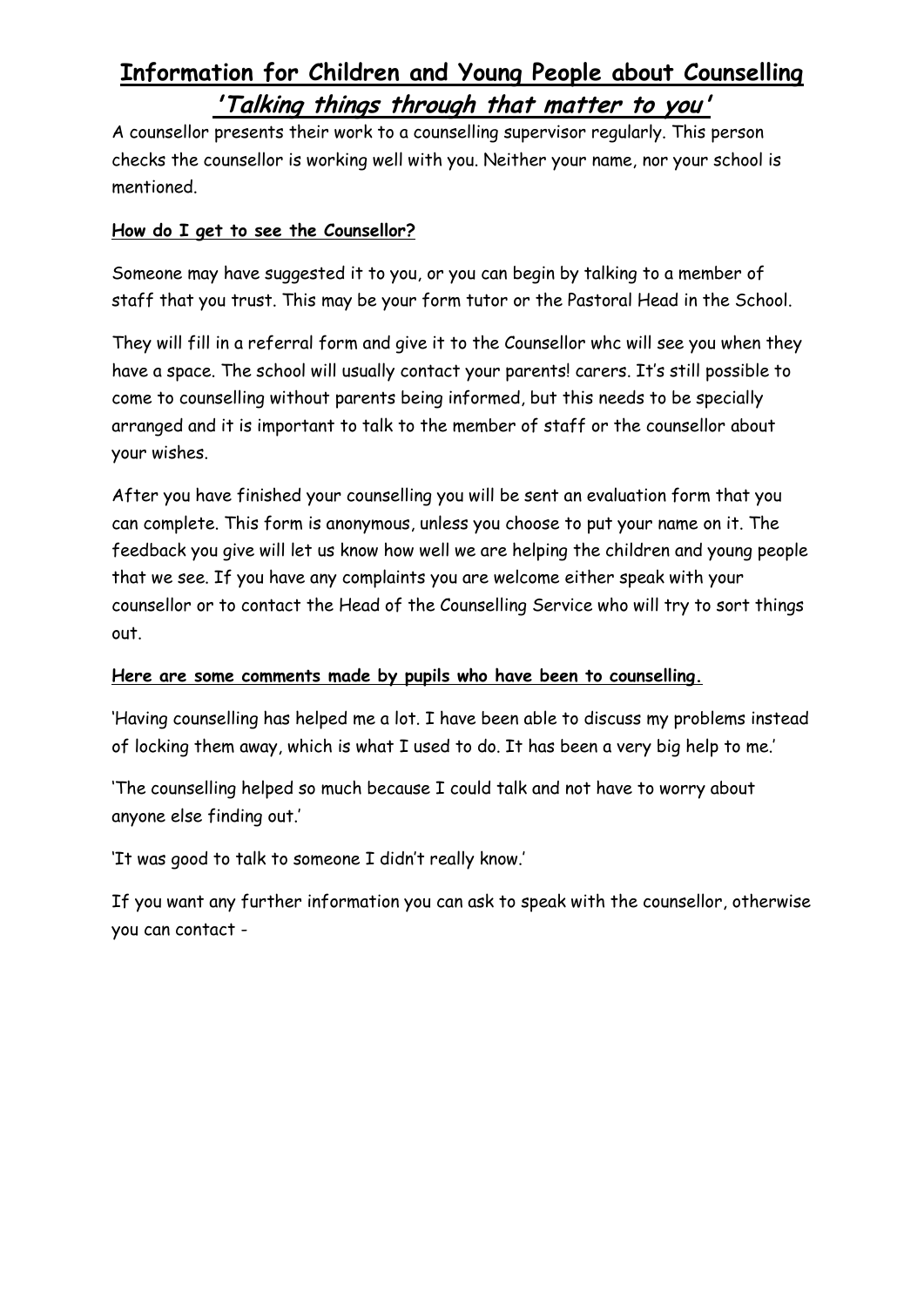# Information for Children and Young People about Counselling

## *'Talking things through that matter to you'*

A counsellor presents their work to a counselling supervisor regularly. This person checks the counsellor is working well with you. Neither your name, nor your school is mentioned.

**How do I get to see the Counsellor?**

Someone may have suggested it to you, or you can begin by talking to a member of staff that you trust. This may be your form tutor or the Pastoral Head in the School.

They will fill in a referral form and give it to the Counsellor whc will see you when they have a space. The school will usually contact your parents! carers. It's still possible to come to counselling without parents being informed, but this needs to be specially arranged and it is important to talk to the member of staff or the counsellor about your wishes.

After you have finished your counselling you will be sent an evaluation form that you can complete. This form is anonymous, unless you choose to put your name on it. The feedback you give will let us know how well we are helping the children and young people that we see. If you have any complaints you are welcome either speak with your counsellor or to contact the Head of the Counselling Service who will try to sort things out.

**Here are some comments made by pupils who have been to counselling.**

'Having counselling has helped me a lot. I have been able to discuss my problems instead of locking them away, which is what I used to do. It has been a very big help to me.'

'The counselling helped so much because I could talk and not have to worry about anyone else finding out.'

'It was good to talk to someone I didn't really know.'

If you want any further information you can ask to speak with the counsellor, otherwise you can contact -